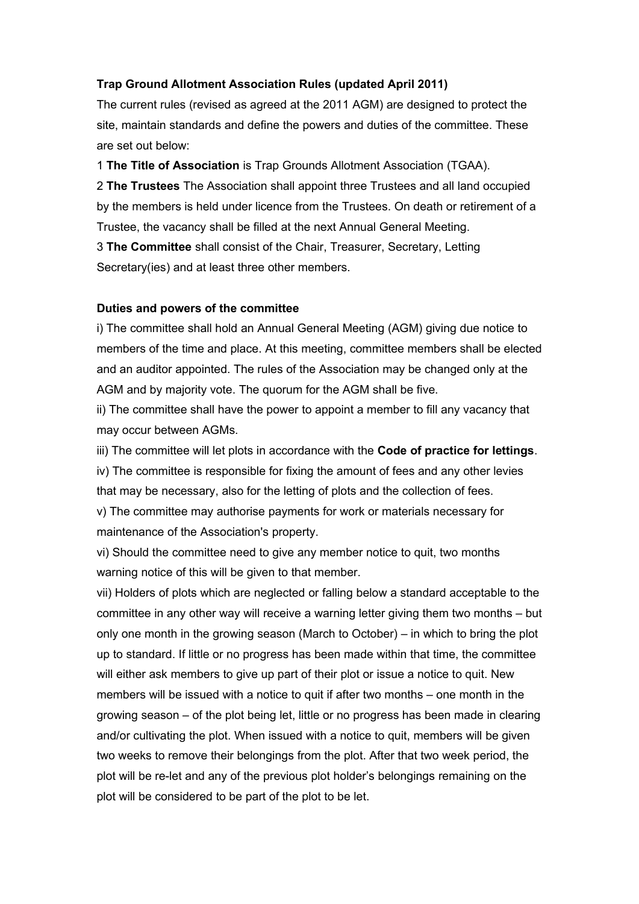**Trap Ground Allotment Association Rules (updated April 2011)**

The current rules (revised as agreed at the 2011 AGM) are designed to protect the site, maintain standards and define the powers and duties of the committee. These are set out below:

1 **The Title of Association** is Trap Grounds Allotment Association (TGAA).

2 **The Trustees** The Association shall appoint three Trustees and all land occupied by the members is held under licence from the Trustees. On death or retirement of a Trustee, the vacancy shall be filled at the next Annual General Meeting.

3 **The Committee** shall consist of the Chair, Treasurer, Secretary, Letting Secretary(ies) and at least three other members.

**Duties and powers of the committee**

i) The committee shall hold an Annual General Meeting (AGM) giving due notice to members of the time and place. At this meeting, committee members shall be elected and an auditor appointed. The rules of the Association may be changed only at the AGM and by majority vote. The quorum for the AGM shall be five.

ii) The committee shall have the power to appoint a member to fill any vacancy that may occur between AGMs.

iii) The committee will let plots in accordance with the **Code of practice for lettings**.

iv) The committee is responsible for fixing the amount of fees and any other levies that may be necessary, also for the letting of plots and the collection of fees.

v) The committee may authorise payments for work or materials necessary for maintenance of the Association's property.

vi) Should the committee need to give any member notice to quit, two months warning notice of this will be given to that member.

vii) Holders of plots which are neglected or falling below a standard acceptable to the committee in any other way will receive a warning letter giving them two months – but only one month in the growing season (March to October) – in which to bring the plot up to standard. If little or no progress has been made within that time, the committee will either ask members to give up part of their plot or issue a notice to quit. New members will be issued with a notice to quit if after two months – one month in the growing season – of the plot being let, little or no progress has been made in clearing and/or cultivating the plot. When issued with a notice to quit, members will be given two weeks to remove their belongings from the plot. After that two week period, the plot will be re-let and any of the previous plot holder's belongings remaining on the plot will be considered to be part of the plot to be let.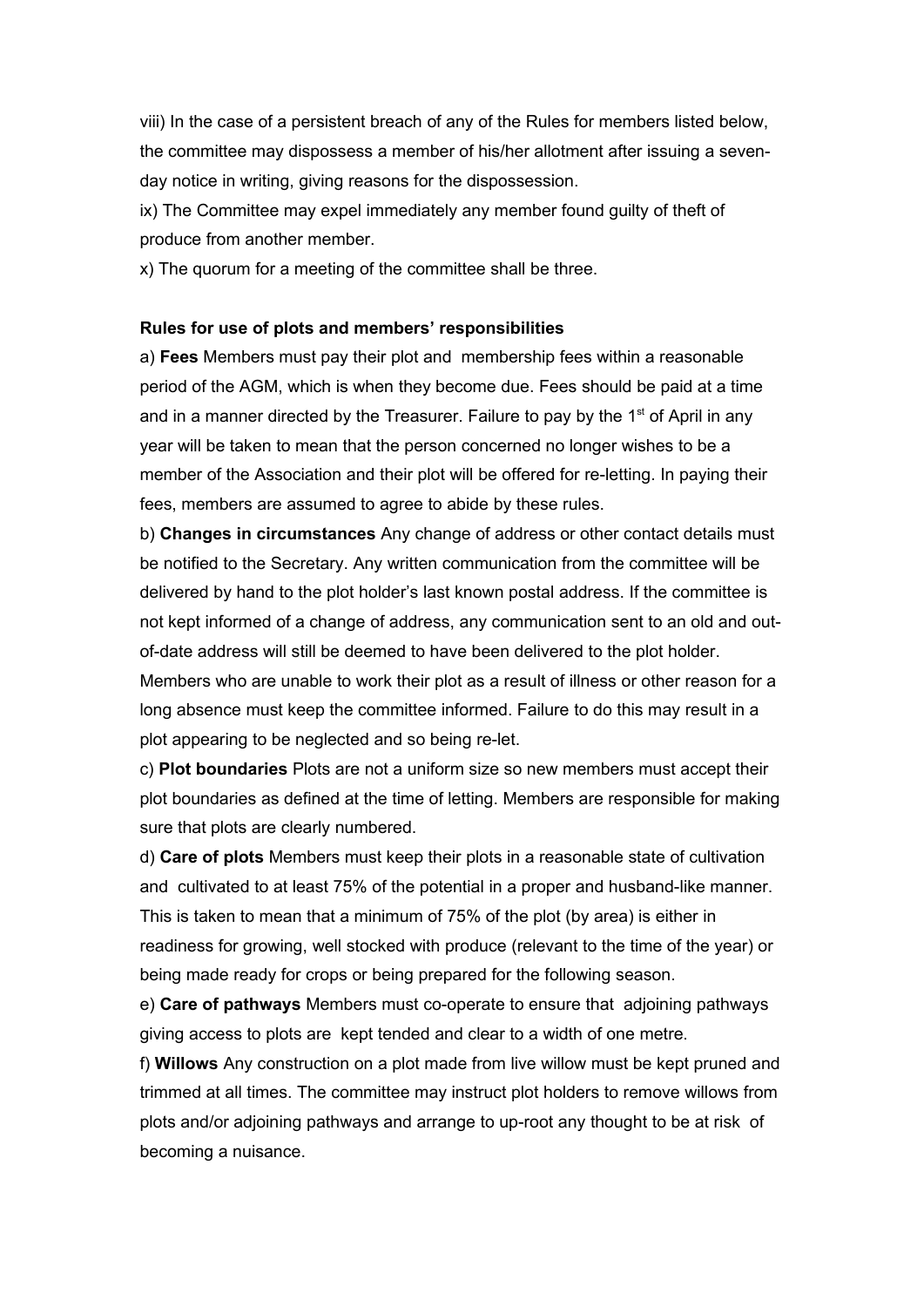viii) In the case of a persistent breach of any of the Rules for members listed below, the committee may dispossess a member of his/her allotment after issuing a seven-day notice in writing, giving reasons for the dispossession.

ix) The Committee may expel immediately any member found guilty of theft of produce from another member.

x) The quorum for a meeting of the committee shall be three.

**Rules for use of plots and members' responsibilities**

a) **Fees** Members must pay their plot and membership fees within a reasonable period of the AGM, which is when they become due. Fees should be paid at a time and in a manner directed by the Treasurer. Failure to pay by the 1st of April in any year will be taken to mean that the person concerned no longer wishes to be a member of the Association and their plot will be offered for re-letting. In paying their fees, members are assumed to agree to abide by these rules.

b) **Changes in circumstances** Any change of address or other contact details must be notified to the Secretary. Any written communication from the committee will be delivered by hand to the plot holder's last known postal address. If the committee is not kept informed of a change of address, any communication sent to an old and out-of-date address will still be deemed to have been delivered to the plot holder. Members who are unable to work their plot as a result of illness or other reason for a long absence must keep the committee informed. Failure to do this may result in a plot appearing to be neglected and so being re-let.

c) **Plot boundaries** Plots are not a uniform size so new members must accept their plot boundaries as defined at the time of letting. Members are responsible for making sure that plots are clearly numbered.

d) **Care of plots** Members must keep their plots in a reasonable state of cultivation and cultivated to at least 75% of the potential in a proper and husband-like manner. This is taken to mean that a minimum of 75% of the plot (by area) is either in readiness for growing, well stocked with produce (relevant to the time of the year) or being made ready for crops or being prepared for the following season.

e) **Care of pathways** Members must co-operate to ensure that adjoining pathways giving access to plots are kept tended and clear to a width of one metre.

f) **Willows** Any construction on a plot made from live willow must be kept pruned and trimmed at all times. The committee may instruct plot holders to remove willows from plots and/or adjoining pathways and arrange to up-root any thought to be at risk of becoming a nuisance.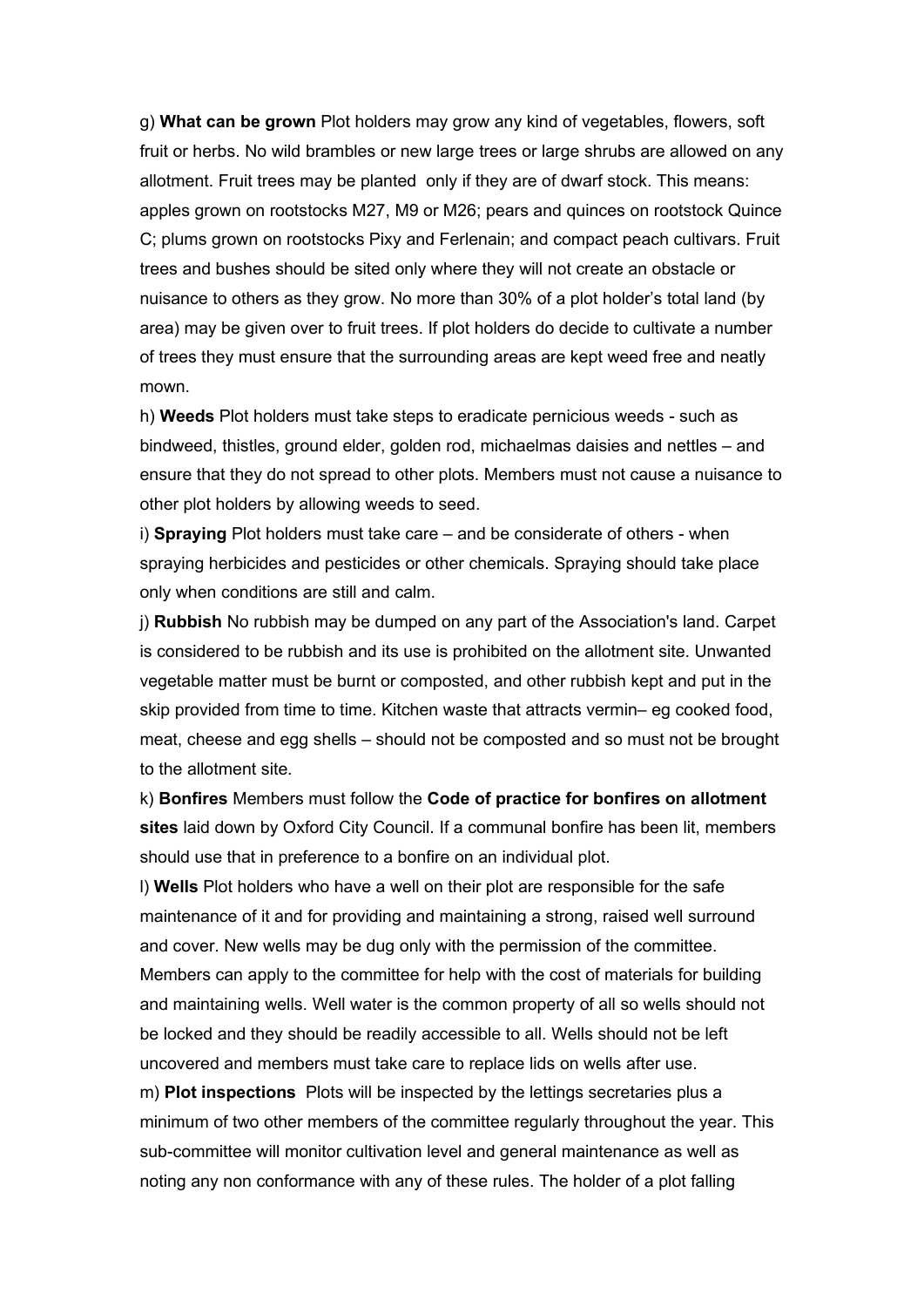g) **What can be grown** Plot holders may grow any kind of vegetables, flowers, soft fruit or herbs. No wild brambles or new large trees or large shrubs are allowed on any allotment. Fruit trees may be planted only if they are of dwarf stock. This means: apples grown on rootstocks M27, M9 or M26; pears and quinces on rootstock Quince C; plums grown on rootstocks Pixy and Ferlenain; and compact peach cultivars. Fruit trees and bushes should be sited only where they will not create an obstacle or nuisance to others as they grow. No more than 30% of a plot holder's total land (by area) may be given over to fruit trees. If plot holders do decide to cultivate a number of trees they must ensure that the surrounding areas are kept weed free and neatly mown.

h) **Weeds** Plot holders must take steps to eradicate pernicious weeds - such as bindweed, thistles, ground elder, golden rod, michaelmas daisies and nettles – and ensure that they do not spread to other plots. Members must not cause a nuisance to other plot holders by allowing weeds to seed.

i) **Spraying** Plot holders must take care – and be considerate of others - when spraying herbicides and pesticides or other chemicals. Spraying should take place only when conditions are still and calm.

j) **Rubbish** No rubbish may be dumped on any part of the Association's land. Carpet is considered to be rubbish and its use is prohibited on the allotment site. Unwanted vegetable matter must be burnt or composted, and other rubbish kept and put in the skip provided from time to time. Kitchen waste that attracts vermin– eg cooked food, meat, cheese and egg shells – should not be composted and so must not be brought to the allotment site.

k) **Bonfires** Members must follow the **Code of practice for bonfires on allotment sites** laid down by Oxford City Council. If a communal bonfire has been lit, members should use that in preference to a bonfire on an individual plot.

l) **Wells** Plot holders who have a well on their plot are responsible for the safe maintenance of it and for providing and maintaining a strong, raised well surround and cover. New wells may be dug only with the permission of the committee. Members can apply to the committee for help with the cost of materials for building and maintaining wells. Well water is the common property of all so wells should not be locked and they should be readily accessible to all. Wells should not be left uncovered and members must take care to replace lids on wells after use.

m) **Plot inspections** Plots will be inspected by the lettings secretaries plus a minimum of two other members of the committee regularly throughout the year. This sub-committee will monitor cultivation level and general maintenance as well as noting any non conformance with any of these rules. The holder of a plot falling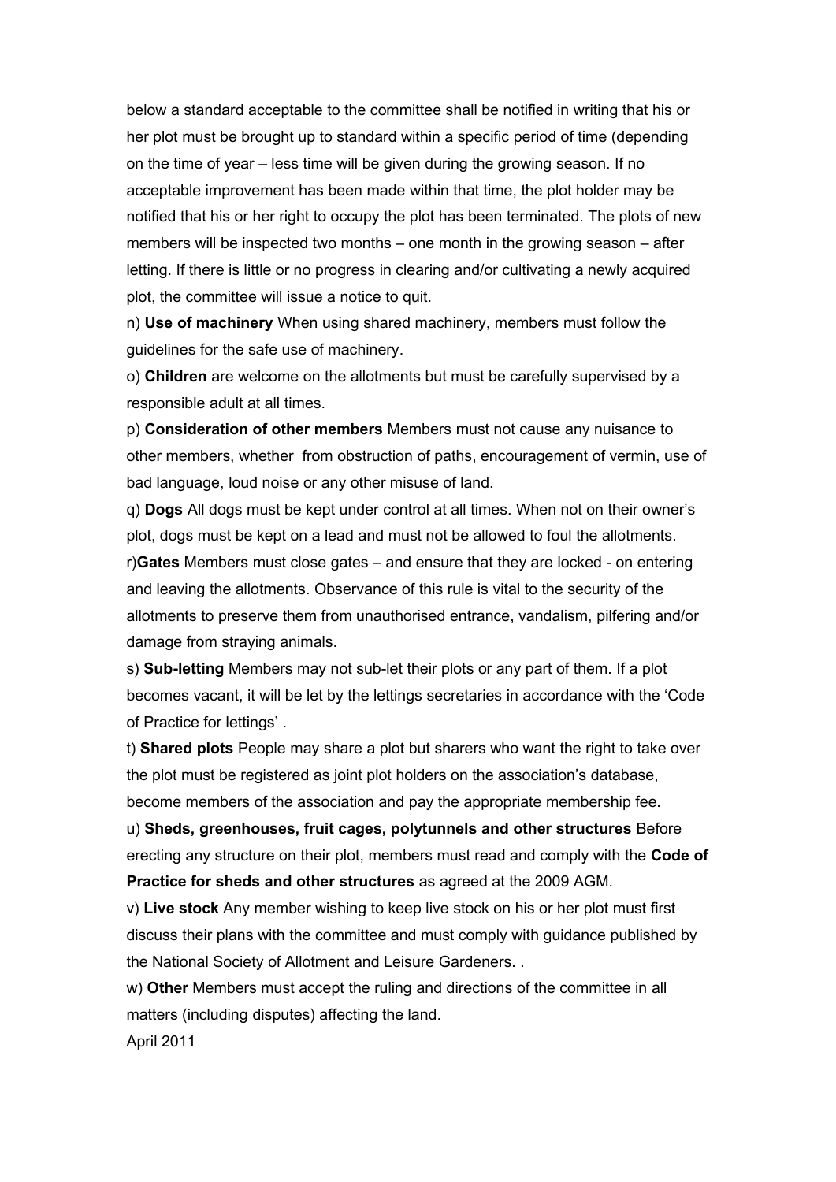below a standard acceptable to the committee shall be notified in writing that his or her plot must be brought up to standard within a specific period of time (depending on the time of year – less time will be given during the growing season. If no acceptable improvement has been made within that time, the plot holder may be notified that his or her right to occupy the plot has been terminated. The plots of new members will be inspected two months – one month in the growing season – after letting. If there is little or no progress in clearing and/or cultivating a newly acquired plot, the committee will issue a notice to quit.

n) **Use of machinery** When using shared machinery, members must follow the guidelines for the safe use of machinery.

o) **Children** are welcome on the allotments but must be carefully supervised by a responsible adult at all times.

p) **Consideration of other members** Members must not cause any nuisance to other members, whether from obstruction of paths, encouragement of vermin, use of bad language, loud noise or any other misuse of land.

q) **Dogs** All dogs must be kept under control at all times. When not on their owner's plot, dogs must be kept on a lead and must not be allowed to foul the allotments.

r)**Gates** Members must close gates – and ensure that they are locked - on entering and leaving the allotments. Observance of this rule is vital to the security of the allotments to preserve them from unauthorised entrance, vandalism, pilfering and/or damage from straying animals.

s) **Sub-letting** Members may not sub-let their plots or any part of them. If a plot becomes vacant, it will be let by the lettings secretaries in accordance with the 'Code of Practice for lettings' .

t) **Shared plots** People may share a plot but sharers who want the right to take over the plot must be registered as joint plot holders on the association's database, become members of the association and pay the appropriate membership fee.

u) **Sheds, greenhouses, fruit cages, polytunnels and other structures** Before erecting any structure on their plot, members must read and comply with the **Code of Practice for sheds and other structures** as agreed at the 2009 AGM.

v) **Live stock** Any member wishing to keep live stock on his or her plot must first discuss their plans with the committee and must comply with guidance published by the National Society of Allotment and Leisure Gardeners. .

w) **Other** Members must accept the ruling and directions of the committee in all matters (including disputes) affecting the land.

April 2011